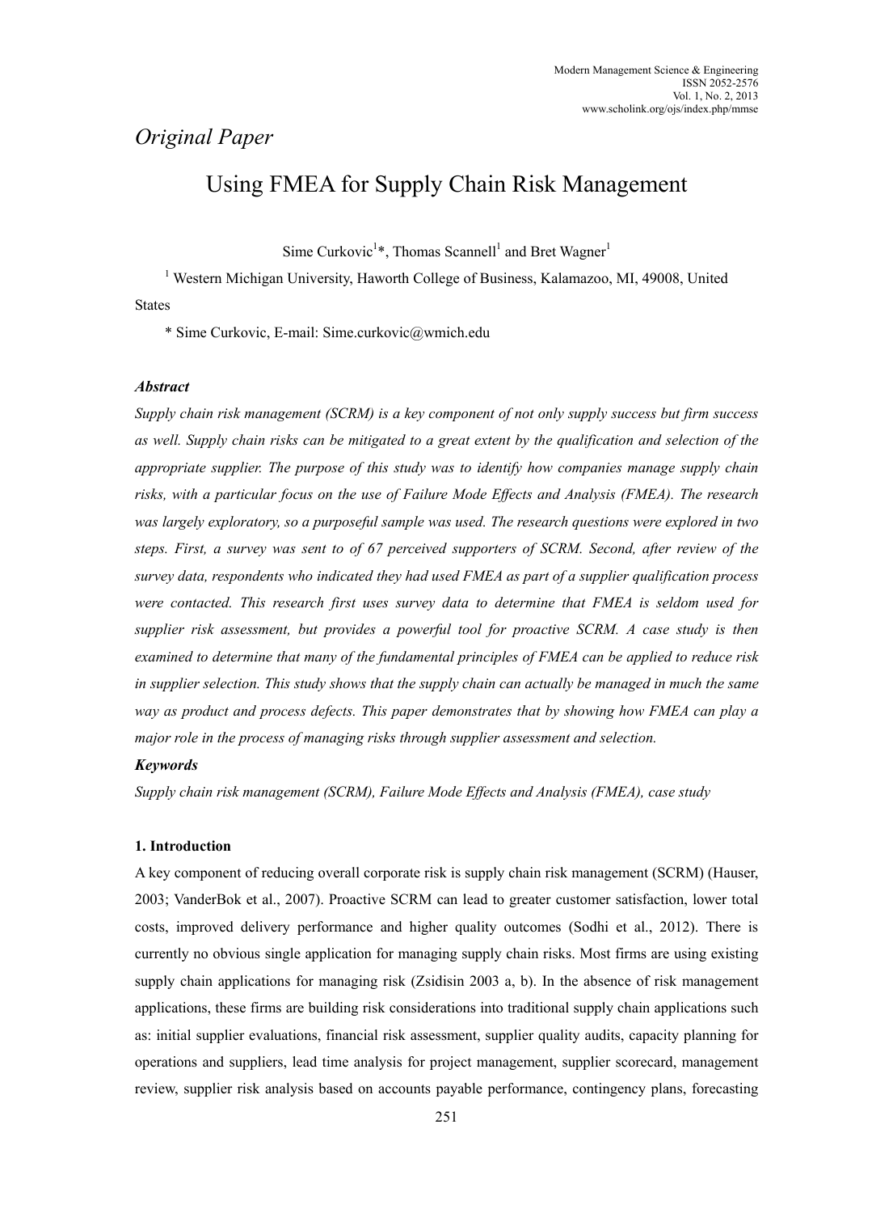*Original Paper*

# Using FMEA for Supply Chain Risk Management

Sime Curkovic[1]*, Thomas Scannell[1] and Bret Wagner[1]

[1] Western Michigan University, Haworth College of Business, Kalamazoo, MI, 49008, United States

* Sime Curkovic, E-mail: Sime.curkovic@wmich.edu

### *Abstract*

*Supply chain risk management (SCRM) is a key component of not only supply success but firm success as well. Supply chain risks can be mitigated to a great extent by the qualification and selection of the appropriate supplier. The purpose of this study was to identify how companies manage supply chain risks, with a particular focus on the use of Failure Mode Effects and Analysis (FMEA). The research was largely exploratory, so a purposeful sample was used. The research questions were explored in two steps. First, a survey was sent to of 67 perceived supporters of SCRM. Second, after review of the survey data, respondents who indicated they had used FMEA as part of a supplier qualification process were contacted. This research first uses survey data to determine that FMEA is seldom used for supplier risk assessment, but provides a powerful tool for proactive SCRM. A case study is then examined to determine that many of the fundamental principles of FMEA can be applied to reduce risk in supplier selection. This study shows that the supply chain can actually be managed in much the same way as product and process defects. This paper demonstrates that by showing how FMEA can play a major role in the process of managing risks through supplier assessment and selection.*

### *Keywords*

*Supply chain risk management (SCRM), Failure Mode Effects and Analysis (FMEA), case study*

## 1. Introduction

A key component of reducing overall corporate risk is supply chain risk management (SCRM) (Hauser, 2003; VanderBok et al., 2007). Proactive SCRM can lead to greater customer satisfaction, lower total costs, improved delivery performance and higher quality outcomes (Sodhi et al., 2012). There is currently no obvious single application for managing supply chain risks. Most firms are using existing supply chain applications for managing risk (Zsidisin 2003 a, b). In the absence of risk management applications, these firms are building risk considerations into traditional supply chain applications such as: initial supplier evaluations, financial risk assessment, supplier quality audits, capacity planning for operations and suppliers, lead time analysis for project management, supplier scorecard, management review, supplier risk analysis based on accounts payable performance, contingency plans, forecasting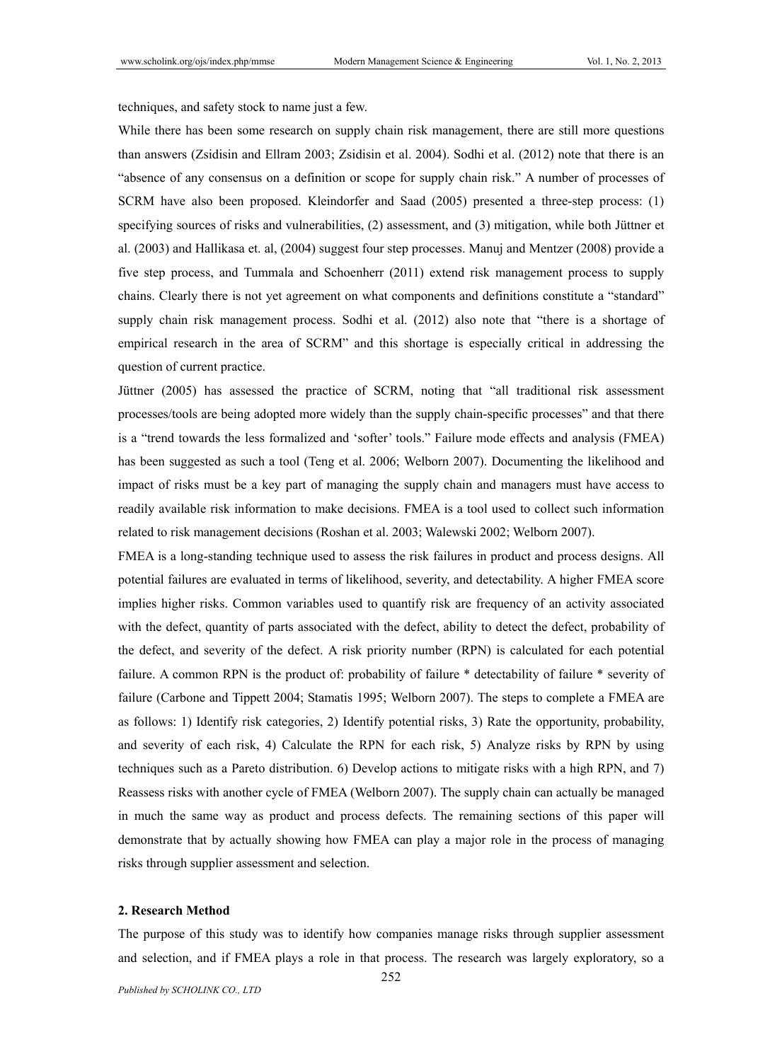techniques, and safety stock to name just a few.

While there has been some research on supply chain risk management, there are still more questions than answers (Zsidisin and Ellram 2003; Zsidisin et al. 2004). Sodhi et al. (2012) note that there is an "absence of any consensus on a definition or scope for supply chain risk." A number of processes of SCRM have also been proposed. Kleindorfer and Saad (2005) presented a three-step process: (1) specifying sources of risks and vulnerabilities, (2) assessment, and (3) mitigation, while both Jüttner et al. (2003) and Hallikasa et. al, (2004) suggest four step processes. Manuj and Mentzer (2008) provide a five step process, and Tummala and Schoenherr (2011) extend risk management process to supply chains. Clearly there is not yet agreement on what components and definitions constitute a "standard" supply chain risk management process. Sodhi et al. (2012) also note that "there is a shortage of empirical research in the area of SCRM" and this shortage is especially critical in addressing the question of current practice.

Jüttner (2005) has assessed the practice of SCRM, noting that "all traditional risk assessment processes/tools are being adopted more widely than the supply chain-specific processes" and that there is a "trend towards the less formalized and 'softer' tools." Failure mode effects and analysis (FMEA) has been suggested as such a tool (Teng et al. 2006; Welborn 2007). Documenting the likelihood and impact of risks must be a key part of managing the supply chain and managers must have access to readily available risk information to make decisions. FMEA is a tool used to collect such information related to risk management decisions (Roshan et al. 2003; Walewski 2002; Welborn 2007).

FMEA is a long-standing technique used to assess the risk failures in product and process designs. All potential failures are evaluated in terms of likelihood, severity, and detectability. A higher FMEA score implies higher risks. Common variables used to quantify risk are frequency of an activity associated with the defect, quantity of parts associated with the defect, ability to detect the defect, probability of the defect, and severity of the defect. A risk priority number (RPN) is calculated for each potential failure. A common RPN is the product of: probability of failure * detectability of failure * severity of failure (Carbone and Tippett 2004; Stamatis 1995; Welborn 2007). The steps to complete a FMEA are as follows: 1) Identify risk categories, 2) Identify potential risks, 3) Rate the opportunity, probability, and severity of each risk, 4) Calculate the RPN for each risk, 5) Analyze risks by RPN by using techniques such as a Pareto distribution. 6) Develop actions to mitigate risks with a high RPN, and 7) Reassess risks with another cycle of FMEA (Welborn 2007). The supply chain can actually be managed in much the same way as product and process defects. The remaining sections of this paper will demonstrate that by actually showing how FMEA can play a major role in the process of managing risks through supplier assessment and selection.

## 2. Research Method

The purpose of this study was to identify how companies manage risks through supplier assessment and selection, and if FMEA plays a role in that process. The research was largely exploratory, so a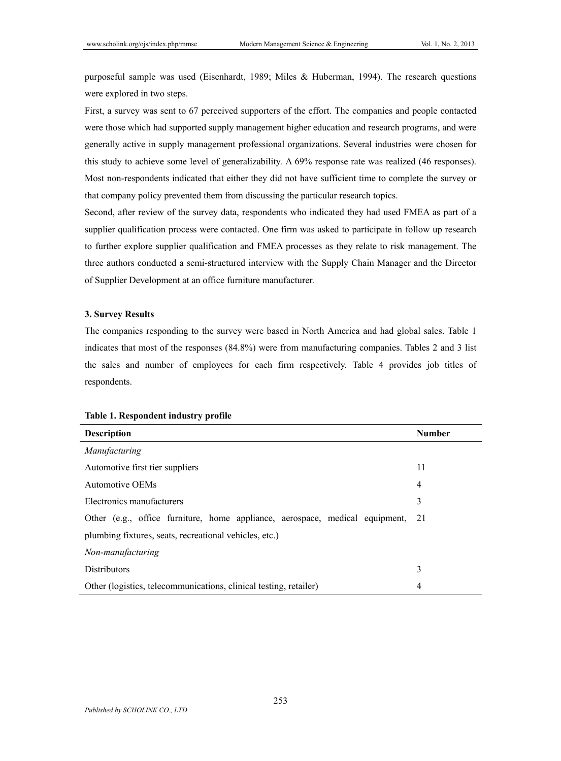purposeful sample was used (Eisenhardt, 1989; Miles & Huberman, 1994). The research questions were explored in two steps.

First, a survey was sent to 67 perceived supporters of the effort. The companies and people contacted were those which had supported supply management higher education and research programs, and were generally active in supply management professional organizations. Several industries were chosen for this study to achieve some level of generalizability. A 69% response rate was realized (46 responses). Most non-respondents indicated that either they did not have sufficient time to complete the survey or that company policy prevented them from discussing the particular research topics.

Second, after review of the survey data, respondents who indicated they had used FMEA as part of a supplier qualification process were contacted. One firm was asked to participate in follow up research to further explore supplier qualification and FMEA processes as they relate to risk management. The three authors conducted a semi-structured interview with the Supply Chain Manager and the Director of Supplier Development at an office furniture manufacturer.

## 3. Survey Results

The companies responding to the survey were based in North America and had global sales. Table 1 indicates that most of the responses (84.8%) were from manufacturing companies. Tables 2 and 3 list the sales and number of employees for each firm respectively. Table 4 provides job titles of respondents.

**Table 1. Respondent industry profile**

| Description | Number |
|---|---|
| *Manufacturing* | |
| Automotive first tier suppliers | 11 |
| Automotive OEMs | 4 |
| Electronics manufacturers | 3 |
| Other (e.g., office furniture, home appliance, aerospace, medical equipment, plumbing fixtures, seats, recreational vehicles, etc.) | 21 |
| *Non-manufacturing* | |
| Distributors | 3 |
| Other (logistics, telecommunications, clinical testing, retailer) | 4 |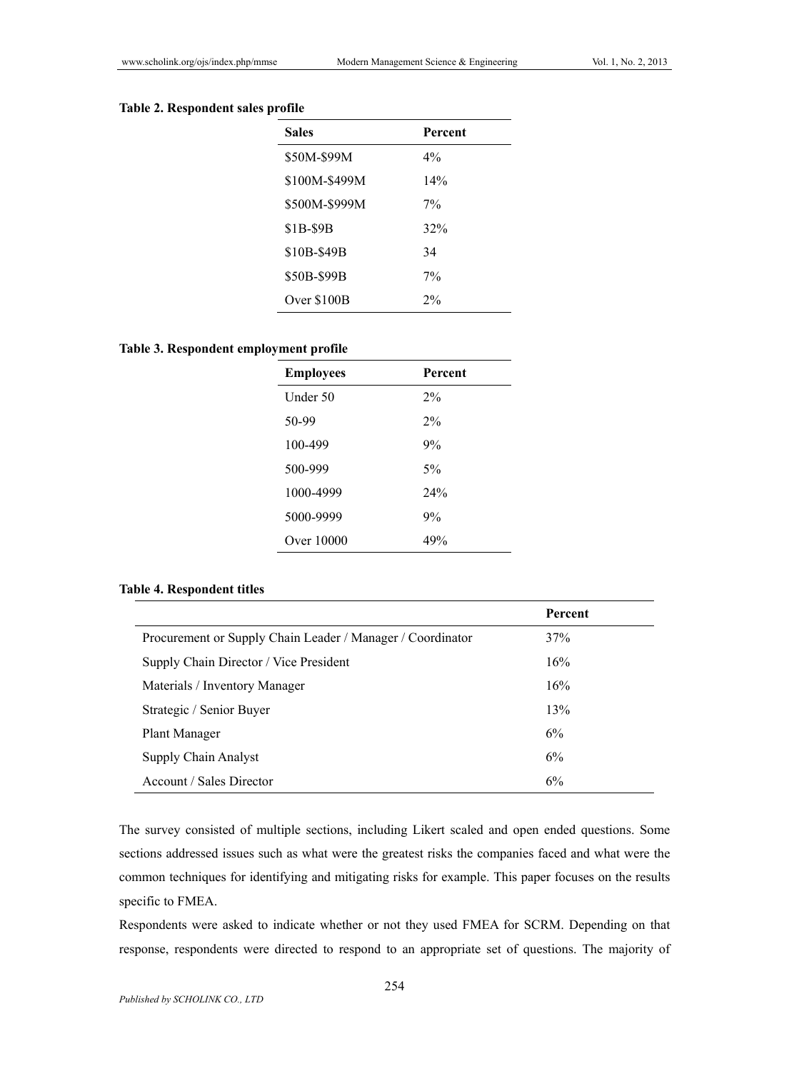**Table 2. Respondent sales profile**

| Sales | Percent |
|---|---|
| $50M-$99M | 4% |
| $100M-$499M | 14% |
| $500M-$999M | 7% |
| $1B-$9B | 32% |
| $10B-$49B | 34 |
| $50B-$99B | 7% |
| Over $100B | 2% |

**Table 3. Respondent employment profile**

| Employees | Percent |
|---|---|
| Under 50 | 2% |
| 50-99 | 2% |
| 100-499 | 9% |
| 500-999 | 5% |
| 1000-4999 | 24% |
| 5000-9999 | 9% |
| Over 10000 | 49% |

**Table 4. Respondent titles**

| | Percent |
|---|---|
| Procurement or Supply Chain Leader / Manager / Coordinator | 37% |
| Supply Chain Director / Vice President | 16% |
| Materials / Inventory Manager | 16% |
| Strategic / Senior Buyer | 13% |
| Plant Manager | 6% |
| Supply Chain Analyst | 6% |
| Account / Sales Director | 6% |

The survey consisted of multiple sections, including Likert scaled and open ended questions. Some sections addressed issues such as what were the greatest risks the companies faced and what were the common techniques for identifying and mitigating risks for example. This paper focuses on the results specific to FMEA.

Respondents were asked to indicate whether or not they used FMEA for SCRM. Depending on that response, respondents were directed to respond to an appropriate set of questions. The majority of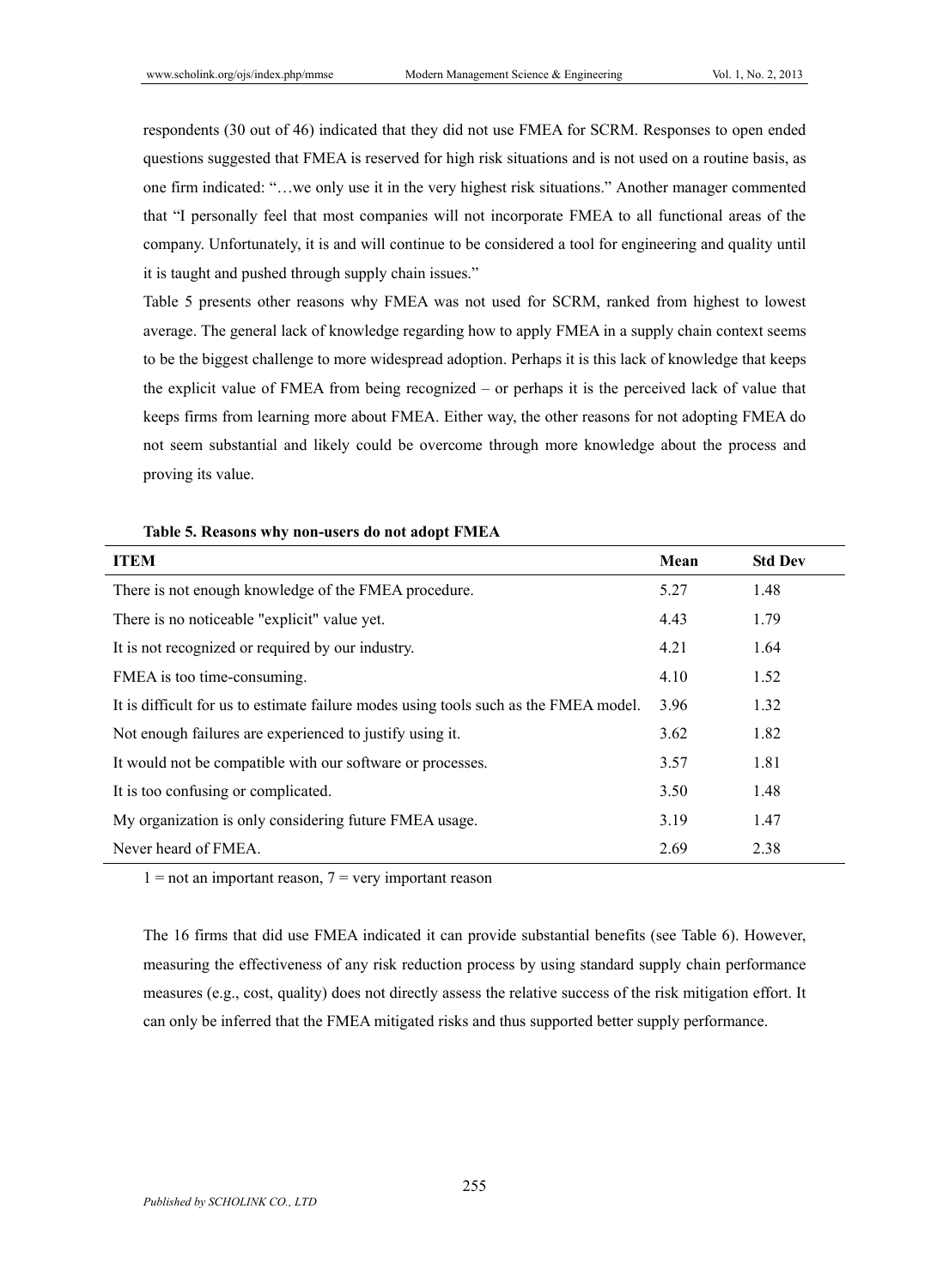respondents (30 out of 46) indicated that they did not use FMEA for SCRM. Responses to open ended questions suggested that FMEA is reserved for high risk situations and is not used on a routine basis, as one firm indicated: "…we only use it in the very highest risk situations." Another manager commented that "I personally feel that most companies will not incorporate FMEA to all functional areas of the company. Unfortunately, it is and will continue to be considered a tool for engineering and quality until it is taught and pushed through supply chain issues."

Table 5 presents other reasons why FMEA was not used for SCRM, ranked from highest to lowest average. The general lack of knowledge regarding how to apply FMEA in a supply chain context seems to be the biggest challenge to more widespread adoption. Perhaps it is this lack of knowledge that keeps the explicit value of FMEA from being recognized – or perhaps it is the perceived lack of value that keeps firms from learning more about FMEA. Either way, the other reasons for not adopting FMEA do not seem substantial and likely could be overcome through more knowledge about the process and proving its value.

**Table 5. Reasons why non-users do not adopt FMEA**

| ITEM | Mean | Std Dev |
|---|---|---|
| There is not enough knowledge of the FMEA procedure. | 5.27 | 1.48 |
| There is no noticeable "explicit" value yet. | 4.43 | 1.79 |
| It is not recognized or required by our industry. | 4.21 | 1.64 |
| FMEA is too time-consuming. | 4.10 | 1.52 |
| It is difficult for us to estimate failure modes using tools such as the FMEA model. | 3.96 | 1.32 |
| Not enough failures are experienced to justify using it. | 3.62 | 1.82 |
| It would not be compatible with our software or processes. | 3.57 | 1.81 |
| It is too confusing or complicated. | 3.50 | 1.48 |
| My organization is only considering future FMEA usage. | 3.19 | 1.47 |
| Never heard of FMEA. | 2.69 | 2.38 |

1 = not an important reason, 7 = very important reason

The 16 firms that did use FMEA indicated it can provide substantial benefits (see Table 6). However, measuring the effectiveness of any risk reduction process by using standard supply chain performance measures (e.g., cost, quality) does not directly assess the relative success of the risk mitigation effort. It can only be inferred that the FMEA mitigated risks and thus supported better supply performance.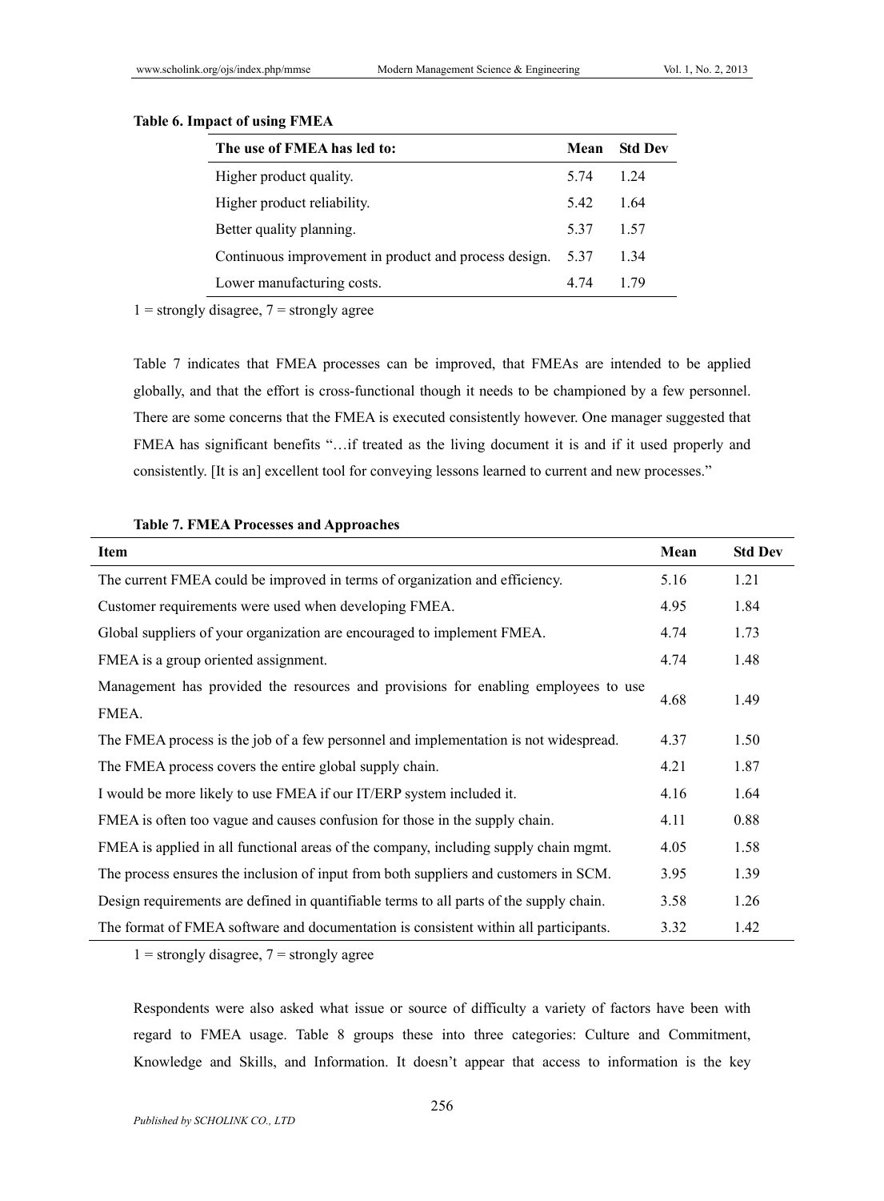**Table 6. Impact of using FMEA**

| The use of FMEA has led to: | Mean | Std Dev |
|---|---|---|
| Higher product quality. | 5.74 | 1.24 |
| Higher product reliability. | 5.42 | 1.64 |
| Better quality planning. | 5.37 | 1.57 |
| Continuous improvement in product and process design. | 5.37 | 1.34 |
| Lower manufacturing costs. | 4.74 | 1.79 |

1 = strongly disagree, 7 = strongly agree

Table 7 indicates that FMEA processes can be improved, that FMEAs are intended to be applied globally, and that the effort is cross-functional though it needs to be championed by a few personnel. There are some concerns that the FMEA is executed consistently however. One manager suggested that FMEA has significant benefits "…if treated as the living document it is and if it used properly and consistently. [It is an] excellent tool for conveying lessons learned to current and new processes."

**Table 7. FMEA Processes and Approaches**

| Item | Mean | Std Dev |
|---|---|---|
| The current FMEA could be improved in terms of organization and efficiency. | 5.16 | 1.21 |
| Customer requirements were used when developing FMEA. | 4.95 | 1.84 |
| Global suppliers of your organization are encouraged to implement FMEA. | 4.74 | 1.73 |
| FMEA is a group oriented assignment. | 4.74 | 1.48 |
| Management has provided the resources and provisions for enabling employees to use FMEA. | 4.68 | 1.49 |
| The FMEA process is the job of a few personnel and implementation is not widespread. | 4.37 | 1.50 |
| The FMEA process covers the entire global supply chain. | 4.21 | 1.87 |
| I would be more likely to use FMEA if our IT/ERP system included it. | 4.16 | 1.64 |
| FMEA is often too vague and causes confusion for those in the supply chain. | 4.11 | 0.88 |
| FMEA is applied in all functional areas of the company, including supply chain mgmt. | 4.05 | 1.58 |
| The process ensures the inclusion of input from both suppliers and customers in SCM. | 3.95 | 1.39 |
| Design requirements are defined in quantifiable terms to all parts of the supply chain. | 3.58 | 1.26 |
| The format of FMEA software and documentation is consistent within all participants. | 3.32 | 1.42 |

1 = strongly disagree, 7 = strongly agree

Respondents were also asked what issue or source of difficulty a variety of factors have been with regard to FMEA usage. Table 8 groups these into three categories: Culture and Commitment, Knowledge and Skills, and Information. It doesn't appear that access to information is the key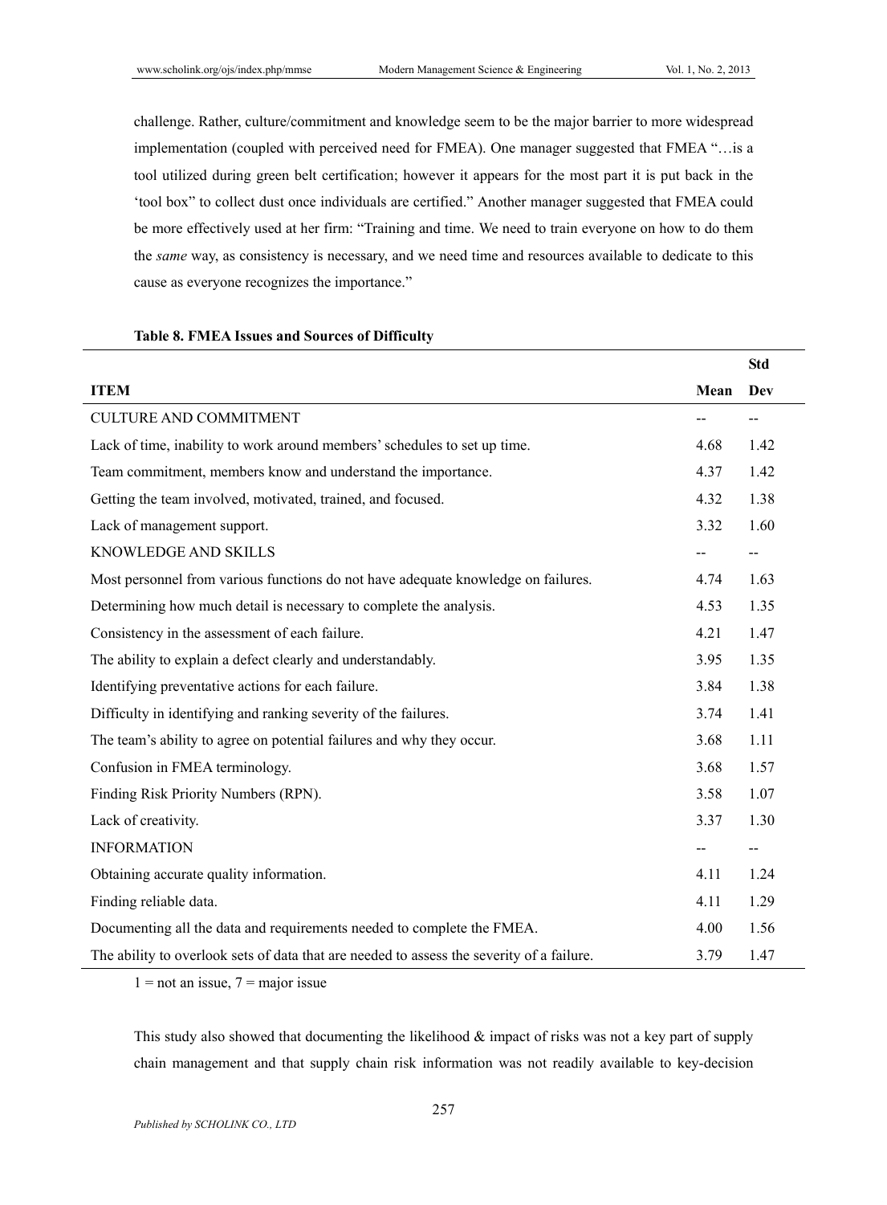challenge. Rather, culture/commitment and knowledge seem to be the major barrier to more widespread implementation (coupled with perceived need for FMEA). One manager suggested that FMEA "…is a tool utilized during green belt certification; however it appears for the most part it is put back in the 'tool box" to collect dust once individuals are certified." Another manager suggested that FMEA could be more effectively used at her firm: "Training and time. We need to train everyone on how to do them the *same* way, as consistency is necessary, and we need time and resources available to dedicate to this cause as everyone recognizes the importance."

**Table 8. FMEA Issues and Sources of Difficulty**

| ITEM | Mean | Std Dev |
|---|---|---|
| CULTURE AND COMMITMENT | -- | -- |
| Lack of time, inability to work around members' schedules to set up time. | 4.68 | 1.42 |
| Team commitment, members know and understand the importance. | 4.37 | 1.42 |
| Getting the team involved, motivated, trained, and focused. | 4.32 | 1.38 |
| Lack of management support. | 3.32 | 1.60 |
| KNOWLEDGE AND SKILLS | -- | -- |
| Most personnel from various functions do not have adequate knowledge on failures. | 4.74 | 1.63 |
| Determining how much detail is necessary to complete the analysis. | 4.53 | 1.35 |
| Consistency in the assessment of each failure. | 4.21 | 1.47 |
| The ability to explain a defect clearly and understandably. | 3.95 | 1.35 |
| Identifying preventative actions for each failure. | 3.84 | 1.38 |
| Difficulty in identifying and ranking severity of the failures. | 3.74 | 1.41 |
| The team's ability to agree on potential failures and why they occur. | 3.68 | 1.11 |
| Confusion in FMEA terminology. | 3.68 | 1.57 |
| Finding Risk Priority Numbers (RPN). | 3.58 | 1.07 |
| Lack of creativity. | 3.37 | 1.30 |
| INFORMATION | -- | -- |
| Obtaining accurate quality information. | 4.11 | 1.24 |
| Finding reliable data. | 4.11 | 1.29 |
| Documenting all the data and requirements needed to complete the FMEA. | 4.00 | 1.56 |
| The ability to overlook sets of data that are needed to assess the severity of a failure. | 3.79 | 1.47 |

1 = not an issue, 7 = major issue

This study also showed that documenting the likelihood & impact of risks was not a key part of supply chain management and that supply chain risk information was not readily available to key-decision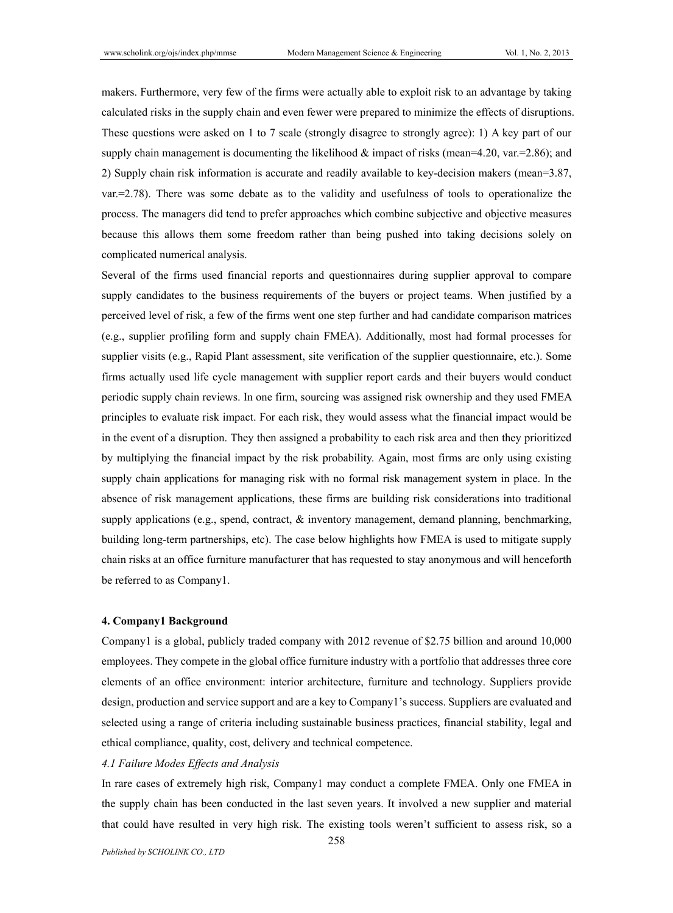makers. Furthermore, very few of the firms were actually able to exploit risk to an advantage by taking calculated risks in the supply chain and even fewer were prepared to minimize the effects of disruptions. These questions were asked on 1 to 7 scale (strongly disagree to strongly agree): 1) A key part of our supply chain management is documenting the likelihood & impact of risks (mean=4.20, var.=2.86); and 2) Supply chain risk information is accurate and readily available to key-decision makers (mean=3.87, var.=2.78). There was some debate as to the validity and usefulness of tools to operationalize the process. The managers did tend to prefer approaches which combine subjective and objective measures because this allows them some freedom rather than being pushed into taking decisions solely on complicated numerical analysis.

Several of the firms used financial reports and questionnaires during supplier approval to compare supply candidates to the business requirements of the buyers or project teams. When justified by a perceived level of risk, a few of the firms went one step further and had candidate comparison matrices (e.g., supplier profiling form and supply chain FMEA). Additionally, most had formal processes for supplier visits (e.g., Rapid Plant assessment, site verification of the supplier questionnaire, etc.). Some firms actually used life cycle management with supplier report cards and their buyers would conduct periodic supply chain reviews. In one firm, sourcing was assigned risk ownership and they used FMEA principles to evaluate risk impact. For each risk, they would assess what the financial impact would be in the event of a disruption. They then assigned a probability to each risk area and then they prioritized by multiplying the financial impact by the risk probability. Again, most firms are only using existing supply chain applications for managing risk with no formal risk management system in place. In the absence of risk management applications, these firms are building risk considerations into traditional supply applications (e.g., spend, contract, & inventory management, demand planning, benchmarking, building long-term partnerships, etc). The case below highlights how FMEA is used to mitigate supply chain risks at an office furniture manufacturer that has requested to stay anonymous and will henceforth be referred to as Company1.

## 4. Company1 Background

Company1 is a global, publicly traded company with 2012 revenue of $2.75 billion and around 10,000 employees. They compete in the global office furniture industry with a portfolio that addresses three core elements of an office environment: interior architecture, furniture and technology. Suppliers provide design, production and service support and are a key to Company1's success. Suppliers are evaluated and selected using a range of criteria including sustainable business practices, financial stability, legal and ethical compliance, quality, cost, delivery and technical competence.

### *4.1 Failure Modes Effects and Analysis*

In rare cases of extremely high risk, Company1 may conduct a complete FMEA. Only one FMEA in the supply chain has been conducted in the last seven years. It involved a new supplier and material that could have resulted in very high risk. The existing tools weren't sufficient to assess risk, so a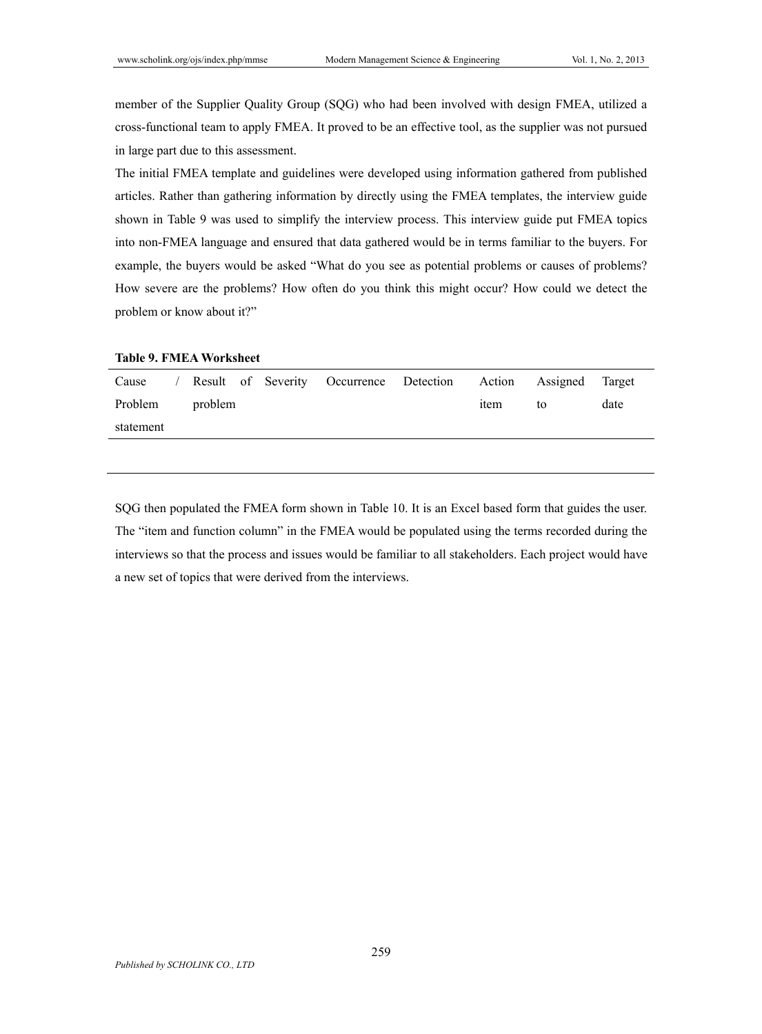member of the Supplier Quality Group (SQG) who had been involved with design FMEA, utilized a cross-functional team to apply FMEA. It proved to be an effective tool, as the supplier was not pursued in large part due to this assessment.

The initial FMEA template and guidelines were developed using information gathered from published articles. Rather than gathering information by directly using the FMEA templates, the interview guide shown in Table 9 was used to simplify the interview process. This interview guide put FMEA topics into non-FMEA language and ensured that data gathered would be in terms familiar to the buyers. For example, the buyers would be asked "What do you see as potential problems or causes of problems? How severe are the problems? How often do you think this might occur? How could we detect the problem or know about it?"

**Table 9. FMEA Worksheet**

| Cause / Problem statement | Result of problem | Severity | Occurrence | Detection | Action item | Assigned to | Target date |
|---|---|---|---|---|---|---|---|
| | | | | | | | |

SQG then populated the FMEA form shown in Table 10. It is an Excel based form that guides the user. The "item and function column" in the FMEA would be populated using the terms recorded during the interviews so that the process and issues would be familiar to all stakeholders. Each project would have a new set of topics that were derived from the interviews.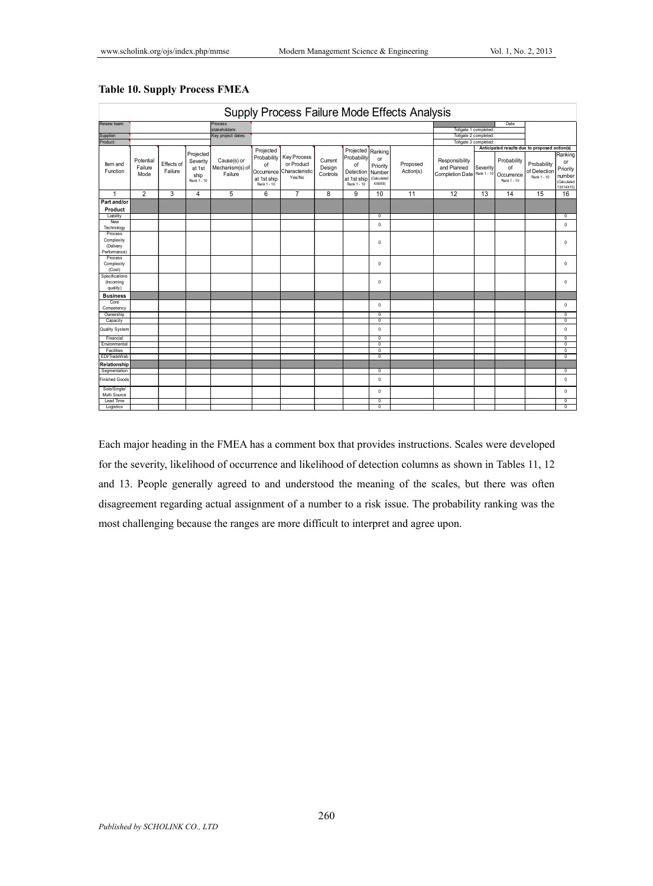**Table 10. Supply Process FMEA**

| Supply Process Failure Mode Effects Analysis | | | | | | | | | | | | | | | |
|---|---|---|---|---|---|---|---|---|---|---|---|---|---|---|---|
| Review team: | | | | Process stakeholders: | | | | | | | | | Date | | |
| Supplier: | | | | Key project dates: | | | | | | | Tollgate 1 completed: | | | | |
| Product: | | | | | | | | | | | Tollgate 2 completed: | | | | |
| | | | | | | | | | | | Tollgate 3 completed: | | | | |
| | | | | | | | | | | | | Anticipated results due to proposed action(s) | | | |
| Item and Function | Potential Failure Mode | Effects of Failure | Projected Severity at 1st ship Rank 1 - 10 | Cause(s) or Mechanism(s) of Failure | Projected Probability of Occurrence at 1st ship Rank 1 - 10 | Key Process or Product Characteristic Yes/No | Current Design Controls | Projected Probability of Detection at 1st ship Rank 1 - 10 | Ranking or Priority Number (Calculated 4X6X9) | Proposed Action(s) | Responsibility and Planned Completion Date | Severity Rank 1 - 10 | Probability of Occurrence Rank 1 - 10 | Probability of Detection Rank 1 - 10 | Ranking or Priority number (Calculated 13X14X15) |
| 1 | 2 | 3 | 4 | 5 | 6 | 7 | 8 | 9 | 10 | 11 | 12 | 13 | 14 | 15 | 16 |
| **Part and/or Product** | | | | | | | | | | | | | | | |
| Liability | | | | | | | | | 0 | | | | | | 0 |
| New Technology | | | | | | | | | 0 | | | | | | 0 |
| Process Complexity (Delivery Performance) | | | | | | | | | 0 | | | | | | 0 |
| Process Complexity (Cost) | | | | | | | | | 0 | | | | | | 0 |
| Specifications (Incoming quality) | | | | | | | | | 0 | | | | | | 0 |
| **Business** | | | | | | | | | | | | | | | |
| Core Competency | | | | | | | | | 0 | | | | | | 0 |
| Ownership | | | | | | | | | 0 | | | | | | 0 |
| Capacity | | | | | | | | | 0 | | | | | | 0 |
| Quality System | | | | | | | | | 0 | | | | | | 0 |
| Financial | | | | | | | | | 0 | | | | | | 0 |
| Environmental | | | | | | | | | 0 | | | | | | 0 |
| Facilities | | | | | | | | | 0 | | | | | | 0 |
| EDI/TradeWeb | | | | | | | | | 0 | | | | | | 0 |
| **Relationship** | | | | | | | | | | | | | | | |
| Segmentation | | | | | | | | | 0 | | | | | | 0 |
| Finished Goods | | | | | | | | | 0 | | | | | | 0 |
| Sole/Single/ Multi Source | | | | | | | | | 0 | | | | | | 0 |
| Lead Time | | | | | | | | | 0 | | | | | | 0 |
| Logistics | | | | | | | | | 0 | | | | | | 0 |

Each major heading in the FMEA has a comment box that provides instructions. Scales were developed for the severity, likelihood of occurrence and likelihood of detection columns as shown in Tables 11, 12 and 13. People generally agreed to and understood the meaning of the scales, but there was often disagreement regarding actual assignment of a number to a risk issue. The probability ranking was the most challenging because the ranges are more difficult to interpret and agree upon.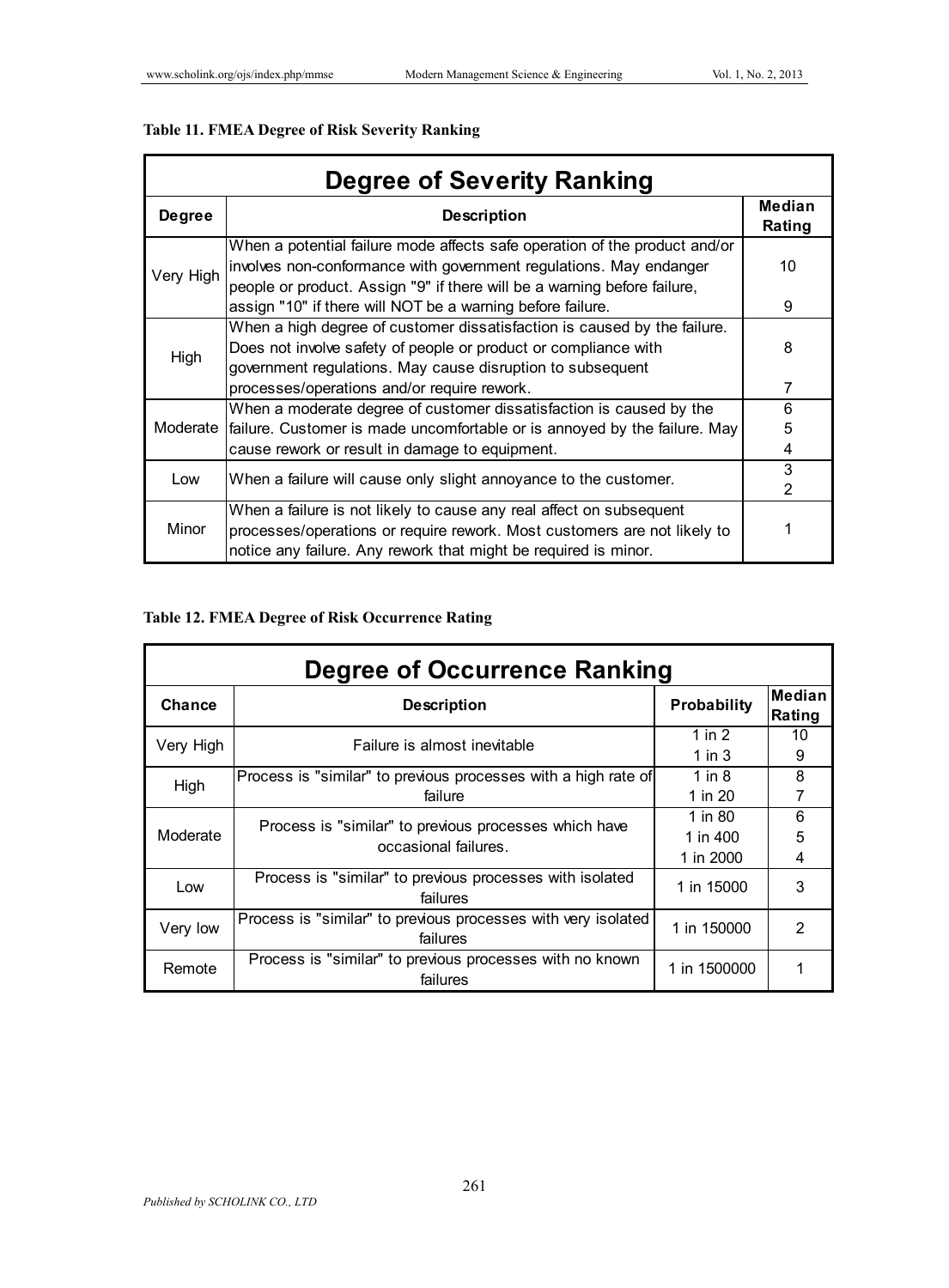**Table 11. FMEA Degree of Risk Severity Ranking**

| Degree of Severity Ranking | | |
|---|---|---|
| **Degree** | **Description** | **Median Rating** |
| Very High | When a potential failure mode affects safe operation of the product and/or involves non-conformance with government regulations. May endanger people or product. Assign "9" if there will be a warning before failure, assign "10" if there will NOT be a warning before failure. | 10<br>9 |
| High | When a high degree of customer dissatisfaction is caused by the failure. Does not involve safety of people or product or compliance with government regulations. May cause disruption to subsequent processes/operations and/or require rework. | 8<br>7 |
| Moderate | When a moderate degree of customer dissatisfaction is caused by the failure. Customer is made uncomfortable or is annoyed by the failure. May cause rework or result in damage to equipment. | 6<br>5<br>4 |
| Low | When a failure will cause only slight annoyance to the customer. | 3<br>2 |
| Minor | When a failure is not likely to cause any real affect on subsequent processes/operations or require rework. Most customers are not likely to notice any failure. Any rework that might be required is minor. | 1 |

**Table 12. FMEA Degree of Risk Occurrence Rating**

| Degree of Occurrence Ranking | | | |
|---|---|---|---|
| **Chance** | **Description** | **Probability** | **Median Rating** |
| Very High | Failure is almost inevitable | 1 in 2<br>1 in 3 | 10<br>9 |
| High | Process is "similar" to previous processes with a high rate of failure | 1 in 8<br>1 in 20 | 8<br>7 |
| Moderate | Process is "similar" to previous processes which have occasional failures. | 1 in 80<br>1 in 400<br>1 in 2000 | 6<br>5<br>4 |
| Low | Process is "similar" to previous processes with isolated failures | 1 in 15000 | 3 |
| Very low | Process is "similar" to previous processes with very isolated failures | 1 in 150000 | 2 |
| Remote | Process is "similar" to previous processes with no known failures | 1 in 1500000 | 1 |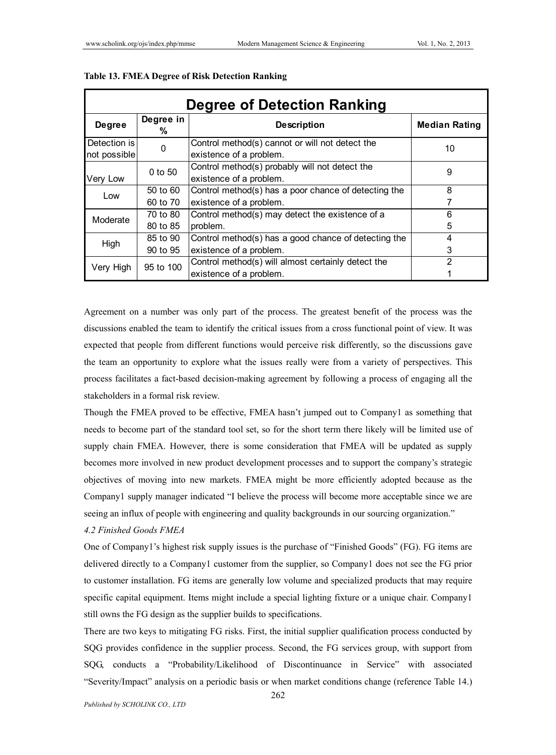**Table 13. FMEA Degree of Risk Detection Ranking**

| Degree of Detection Ranking | | | |
|---|---|---|---|
| **Degree** | **Degree in %** | **Description** | **Median Rating** |
| Detection is not possible | 0 | Control method(s) cannot or will not detect the existence of a problem. | 10 |
| Very Low | 0 to 50 | Control method(s) probably will not detect the existence of a problem. | 9 |
| Low | 50 to 60 | Control method(s) has a poor chance of detecting the existence of a problem. | 8 |
| | 60 to 70 | | 7 |
| Moderate | 70 to 80 | Control method(s) may detect the existence of a problem. | 6 |
| | 80 to 85 | | 5 |
| High | 85 to 90 | Control method(s) has a good chance of detecting the existence of a problem. | 4 |
| | 90 to 95 | | 3 |
| Very High | 95 to 100 | Control method(s) will almost certainly detect the existence of a problem. | 2 |
| | | | 1 |

Agreement on a number was only part of the process. The greatest benefit of the process was the discussions enabled the team to identify the critical issues from a cross functional point of view. It was expected that people from different functions would perceive risk differently, so the discussions gave the team an opportunity to explore what the issues really were from a variety of perspectives. This process facilitates a fact-based decision-making agreement by following a process of engaging all the stakeholders in a formal risk review.

Though the FMEA proved to be effective, FMEA hasn't jumped out to Company1 as something that needs to become part of the standard tool set, so for the short term there likely will be limited use of supply chain FMEA. However, there is some consideration that FMEA will be updated as supply becomes more involved in new product development processes and to support the company's strategic objectives of moving into new markets. FMEA might be more efficiently adopted because as the Company1 supply manager indicated "I believe the process will become more acceptable since we are seeing an influx of people with engineering and quality backgrounds in our sourcing organization."

*4.2 Finished Goods FMEA*

One of Company1's highest risk supply issues is the purchase of "Finished Goods" (FG). FG items are delivered directly to a Company1 customer from the supplier, so Company1 does not see the FG prior to customer installation. FG items are generally low volume and specialized products that may require specific capital equipment. Items might include a special lighting fixture or a unique chair. Company1 still owns the FG design as the supplier builds to specifications.

There are two keys to mitigating FG risks. First, the initial supplier qualification process conducted by SQG provides confidence in the supplier process. Second, the FG services group, with support from SQG, conducts a "Probability/Likelihood of Discontinuance in Service" with associated "Severity/Impact" analysis on a periodic basis or when market conditions change (reference Table 14.)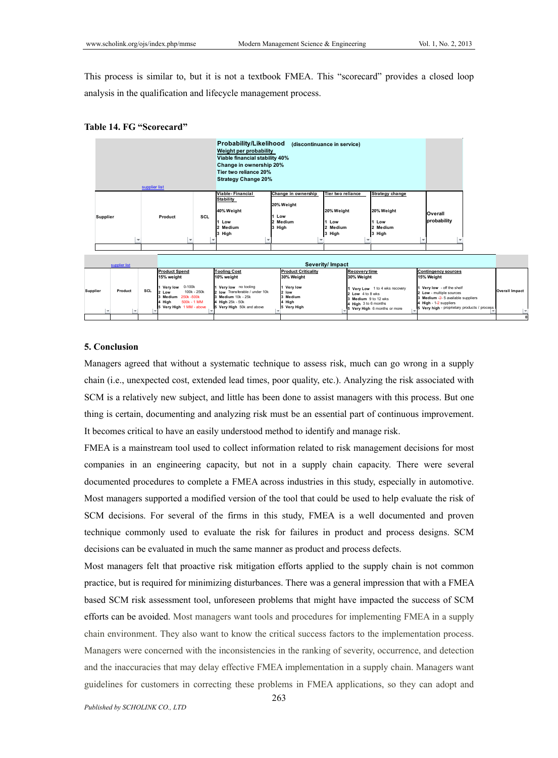This process is similar to, but it is not a textbook FMEA. This "scorecard" provides a closed loop analysis in the qualification and lifecycle management process.

**Table 14. FG "Scorecard"**

| | | | Probability/Likelihood (discontinuance in service)<br>Weight per probability<br>Viable financial stability 40%<br>Change in ownership 20%<br>Tier two reliance 20%<br>Strategy Change 20% | | | | |
|---|---|---|---|---|---|---|---|
| | supplier list | | | | | | |
| Supplier | Product | SCL | Viable- Financial Stability<br>40% Weight<br>1 Low<br>2 Medium<br>3 High | Change in ownership<br>20% Weight<br>1 Low<br>2 Medium<br>3 High | Tier two reliance<br>20% Weight<br>1 Low<br>2 Medium<br>3 High | Strategy change<br>20% Weight<br>1 Low<br>2 Medium<br>3 High | Overall probability |
| | | | | | | | |

| supplier list | | | Severity/ Impact | | | | | |
|---|---|---|---|---|---|---|---|---|
| Supplier | Product | SCL | Product Spend<br>15% weight<br>1 Very low 0-100k<br>2 Low 100k - 250k<br>3 Medium 250k -500k<br>4 High 500k - 1 MM<br>5 Very High 1 MM - above | Tooling Cost<br>10% weight<br>1 Very low no tooling<br>2 low Transferable / under 10k<br>3 Medium 10k - 25k<br>4 High 25k - 50k<br>5 Very High 50k and above | Product Criticality<br>30% Weight<br>1 Very low<br>2 low<br>3 Medium<br>4 High<br>5 Very High | Recovery time<br>30% Weight<br>1 Very Low 1 to 4 wks recovery<br>2 Low 4 to 8 wks<br>3 Medium 9 to 12 wks<br>4 High 3 to 6 months<br>5 Very High 6 months or more | Contingency sources<br>15% Weight<br>1 Very low - off the shelf<br>2 Low - multiple sources<br>3 Medium -2- 5 available suppliers<br>4 High - 1-2 suppliers<br>5 Very high - proprietary products / process | Overall Impact |
| | | | | | | | | 0 |

## 5. Conclusion

Managers agreed that without a systematic technique to assess risk, much can go wrong in a supply chain (i.e., unexpected cost, extended lead times, poor quality, etc.). Analyzing the risk associated with SCM is a relatively new subject, and little has been done to assist managers with this process. But one thing is certain, documenting and analyzing risk must be an essential part of continuous improvement. It becomes critical to have an easily understood method to identify and manage risk.

FMEA is a mainstream tool used to collect information related to risk management decisions for most companies in an engineering capacity, but not in a supply chain capacity. There were several documented procedures to complete a FMEA across industries in this study, especially in automotive. Most managers supported a modified version of the tool that could be used to help evaluate the risk of SCM decisions. For several of the firms in this study, FMEA is a well documented and proven technique commonly used to evaluate the risk for failures in product and process designs. SCM decisions can be evaluated in much the same manner as product and process defects.

Most managers felt that proactive risk mitigation efforts applied to the supply chain is not common practice, but is required for minimizing disturbances. There was a general impression that with a FMEA based SCM risk assessment tool, unforeseen problems that might have impacted the success of SCM efforts can be avoided. Most managers want tools and procedures for implementing FMEA in a supply chain environment. They also want to know the critical success factors to the implementation process. Managers were concerned with the inconsistencies in the ranking of severity, occurrence, and detection and the inaccuracies that may delay effective FMEA implementation in a supply chain. Managers want guidelines for customers in correcting these problems in FMEA applications, so they can adopt and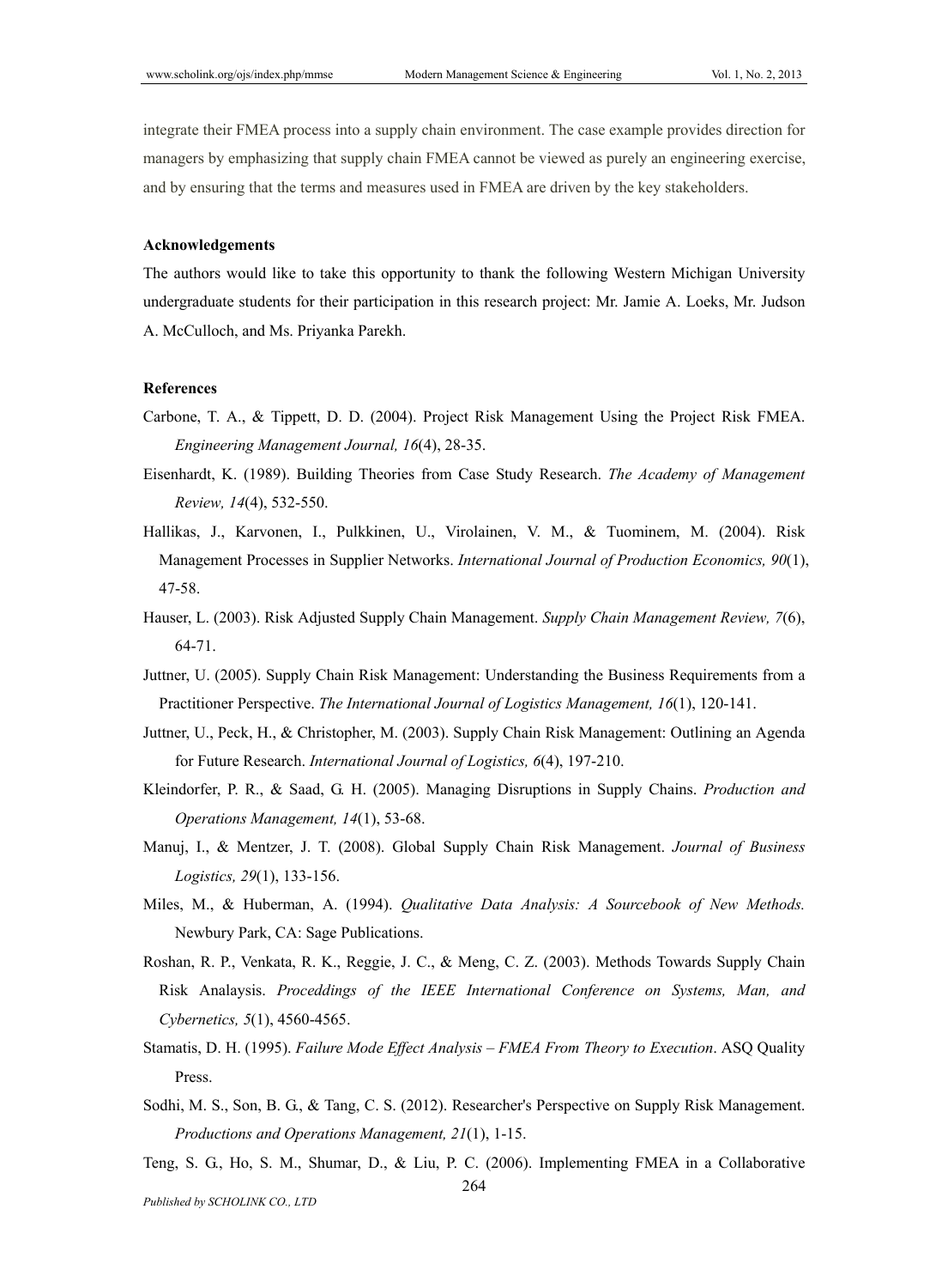integrate their FMEA process into a supply chain environment. The case example provides direction for managers by emphasizing that supply chain FMEA cannot be viewed as purely an engineering exercise, and by ensuring that the terms and measures used in FMEA are driven by the key stakeholders.

### Acknowledgements

The authors would like to take this opportunity to thank the following Western Michigan University undergraduate students for their participation in this research project: Mr. Jamie A. Loeks, Mr. Judson A. McCulloch, and Ms. Priyanka Parekh.

### References

Carbone, T. A., & Tippett, D. D. (2004). Project Risk Management Using the Project Risk FMEA. *Engineering Management Journal, 16*(4), 28-35.

Eisenhardt, K. (1989). Building Theories from Case Study Research. *The Academy of Management Review, 14*(4), 532-550.

Hallikas, J., Karvonen, I., Pulkkinen, U., Virolainen, V. M., & Tuominem, M. (2004). Risk Management Processes in Supplier Networks. *International Journal of Production Economics, 90*(1), 47-58.

Hauser, L. (2003). Risk Adjusted Supply Chain Management. *Supply Chain Management Review, 7*(6), 64-71.

Juttner, U. (2005). Supply Chain Risk Management: Understanding the Business Requirements from a Practitioner Perspective. *The International Journal of Logistics Management, 16*(1), 120-141.

Juttner, U., Peck, H., & Christopher, M. (2003). Supply Chain Risk Management: Outlining an Agenda for Future Research. *International Journal of Logistics, 6*(4), 197-210.

Kleindorfer, P. R., & Saad, G. H. (2005). Managing Disruptions in Supply Chains. *Production and Operations Management, 14*(1), 53-68.

Manuj, I., & Mentzer, J. T. (2008). Global Supply Chain Risk Management. *Journal of Business Logistics, 29*(1), 133-156.

Miles, M., & Huberman, A. (1994). *Qualitative Data Analysis: A Sourcebook of New Methods.* Newbury Park, CA: Sage Publications.

Roshan, R. P., Venkata, R. K., Reggie, J. C., & Meng, C. Z. (2003). Methods Towards Supply Chain Risk Analaysis. *Proceddings of the IEEE International Conference on Systems, Man, and Cybernetics, 5*(1), 4560-4565.

Stamatis, D. H. (1995). *Failure Mode Effect Analysis – FMEA From Theory to Execution*. ASQ Quality Press.

Sodhi, M. S., Son, B. G., & Tang, C. S. (2012). Researcher's Perspective on Supply Risk Management. *Productions and Operations Management, 21*(1), 1-15.

Teng, S. G., Ho, S. M., Shumar, D., & Liu, P. C. (2006). Implementing FMEA in a Collaborative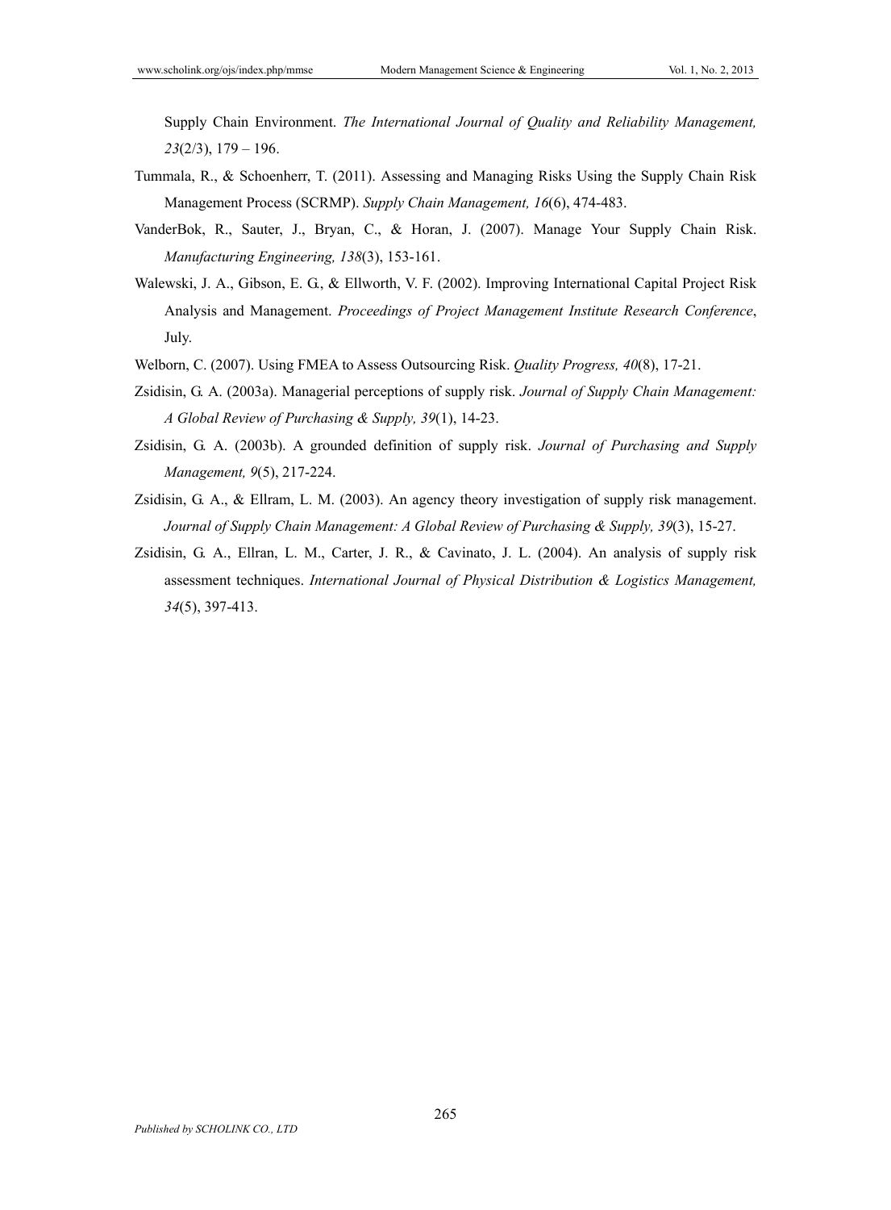Supply Chain Environment. *The International Journal of Quality and Reliability Management, 23*(2/3), 179 – 196.

Tummala, R., & Schoenherr, T. (2011). Assessing and Managing Risks Using the Supply Chain Risk Management Process (SCRMP). *Supply Chain Management, 16*(6), 474-483.

VanderBok, R., Sauter, J., Bryan, C., & Horan, J. (2007). Manage Your Supply Chain Risk. *Manufacturing Engineering, 138*(3), 153-161.

Walewski, J. A., Gibson, E. G., & Ellworth, V. F. (2002). Improving International Capital Project Risk Analysis and Management. *Proceedings of Project Management Institute Research Conference*, July.

Welborn, C. (2007). Using FMEA to Assess Outsourcing Risk. *Quality Progress, 40*(8), 17-21.

Zsidisin, G. A. (2003a). Managerial perceptions of supply risk. *Journal of Supply Chain Management: A Global Review of Purchasing & Supply, 39*(1), 14-23.

Zsidisin, G. A. (2003b). A grounded definition of supply risk. *Journal of Purchasing and Supply Management, 9*(5), 217-224.

Zsidisin, G. A., & Ellram, L. M. (2003). An agency theory investigation of supply risk management. *Journal of Supply Chain Management: A Global Review of Purchasing & Supply, 39*(3), 15-27.

Zsidisin, G. A., Ellran, L. M., Carter, J. R., & Cavinato, J. L. (2004). An analysis of supply risk assessment techniques. *International Journal of Physical Distribution & Logistics Management, 34*(5), 397-413.